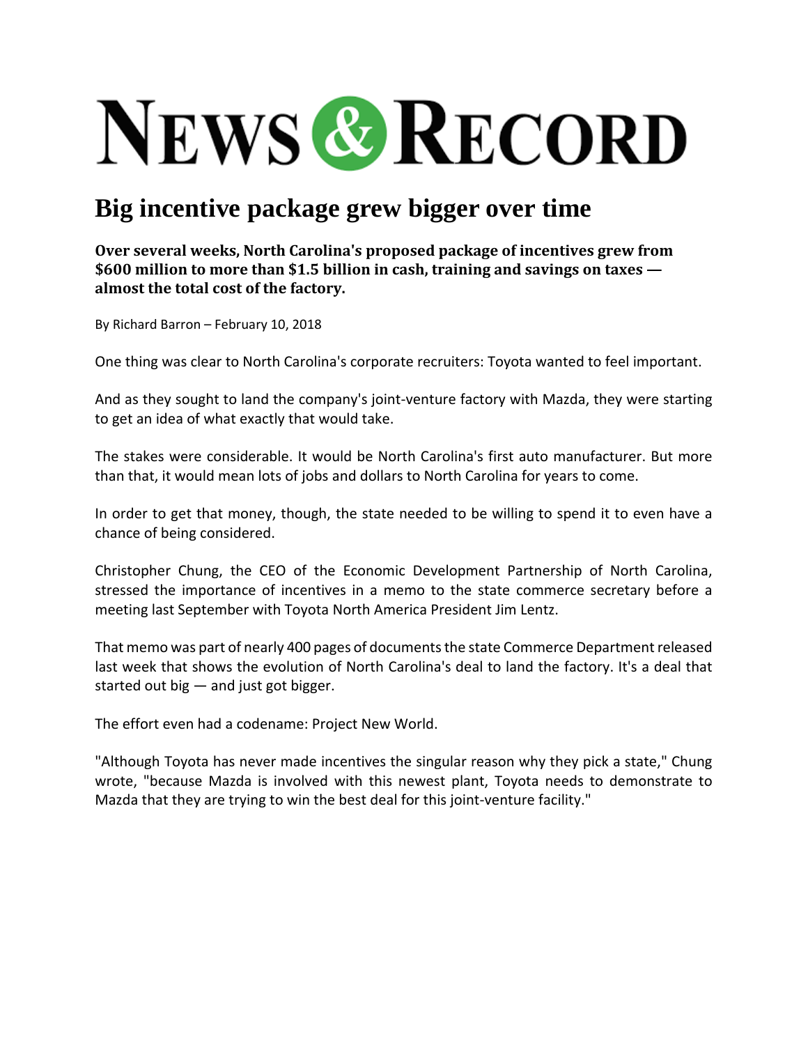# NEWS & RECORD

## Big incentive package grew bigger over time

**Over several weeks, North Carolina's proposed package of incentives grew from $600 million to more than $1.5 billion in cash, training and savings on taxes — almost the total cost of the factory.**

By Richard Barron – February 10, 2018

One thing was clear to North Carolina's corporate recruiters: Toyota wanted to feel important.

And as they sought to land the company's joint-venture factory with Mazda, they were starting to get an idea of what exactly that would take.

The stakes were considerable. It would be North Carolina's first auto manufacturer. But more than that, it would mean lots of jobs and dollars to North Carolina for years to come.

In order to get that money, though, the state needed to be willing to spend it to even have a chance of being considered.

Christopher Chung, the CEO of the Economic Development Partnership of North Carolina, stressed the importance of incentives in a memo to the state commerce secretary before a meeting last September with Toyota North America President Jim Lentz.

That memo was part of nearly 400 pages of documents the state Commerce Department released last week that shows the evolution of North Carolina's deal to land the factory. It's a deal that started out big — and just got bigger.

The effort even had a codename: Project New World.

"Although Toyota has never made incentives the singular reason why they pick a state," Chung wrote, "because Mazda is involved with this newest plant, Toyota needs to demonstrate to Mazda that they are trying to win the best deal for this joint-venture facility."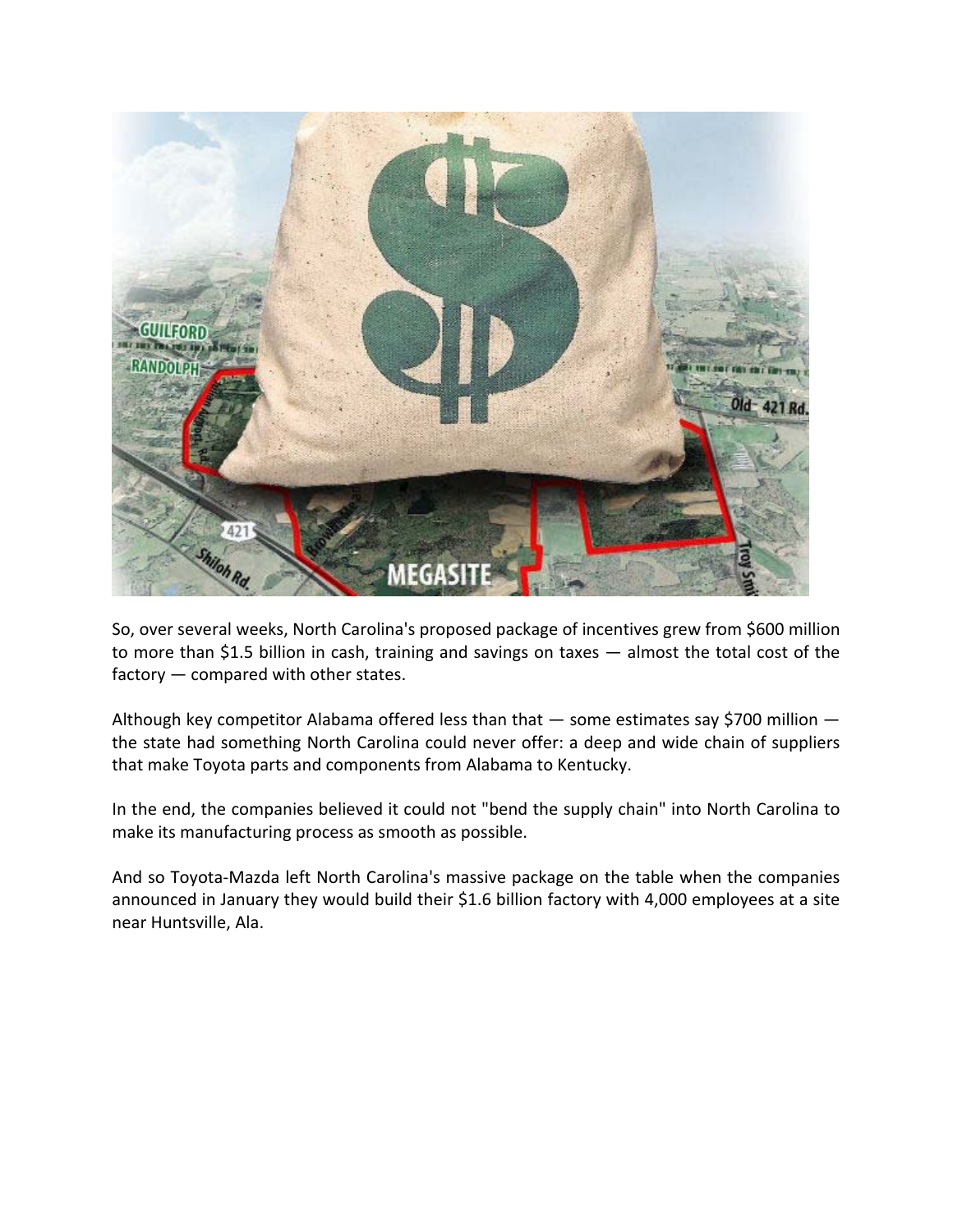So, over several weeks, North Carolina's proposed package of incentives grew from $600 million to more than $1.5 billion in cash, training and savings on taxes — almost the total cost of the factory — compared with other states.

Although key competitor Alabama offered less than that — some estimates say $700 million — the state had something North Carolina could never offer: a deep and wide chain of suppliers that make Toyota parts and components from Alabama to Kentucky.

In the end, the companies believed it could not "bend the supply chain" into North Carolina to make its manufacturing process as smooth as possible.

And so Toyota-Mazda left North Carolina's massive package on the table when the companies announced in January they would build their $1.6 billion factory with 4,000 employees at a site near Huntsville, Ala.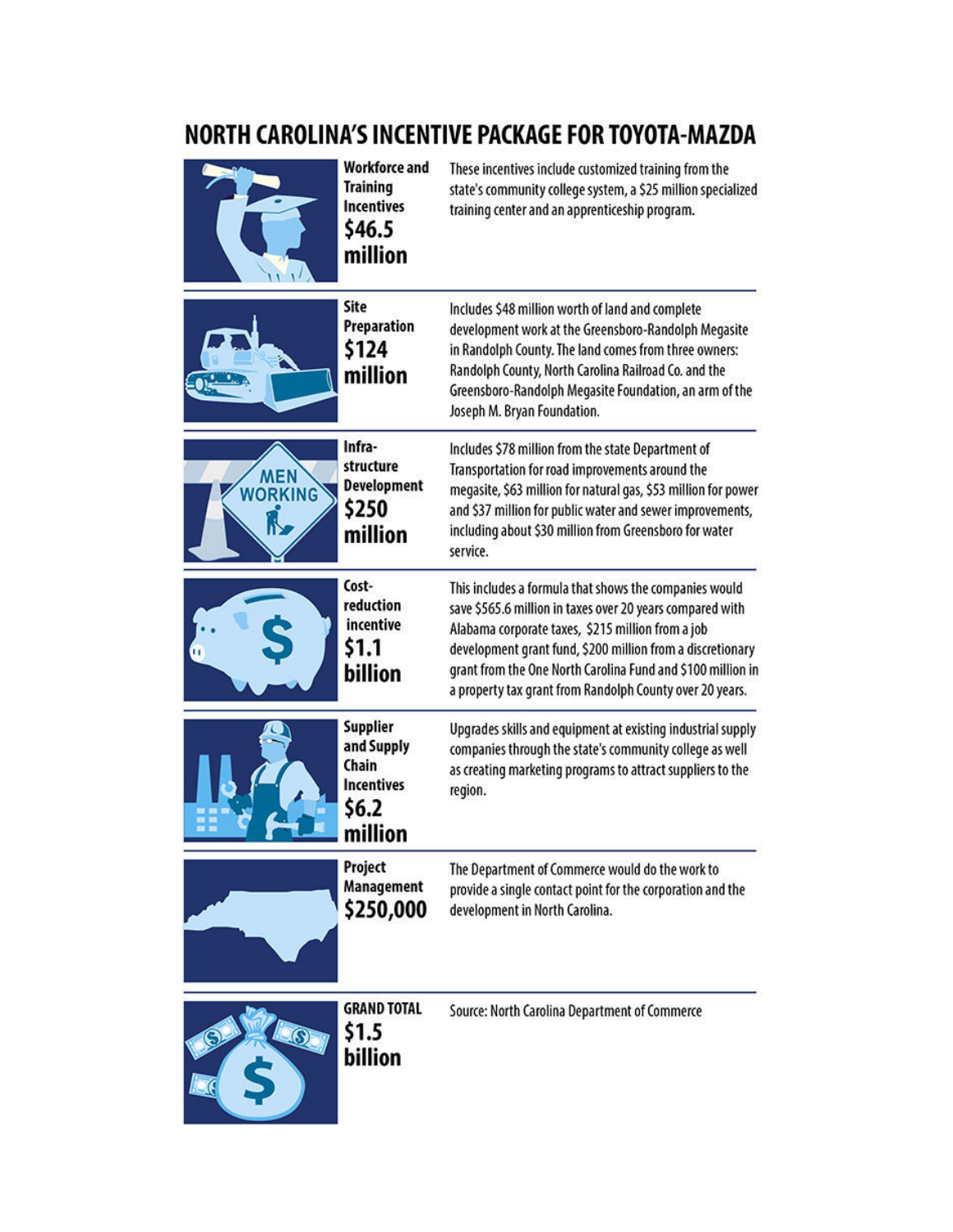## NORTH CAROLINA'S INCENTIVE PACKAGE FOR TOYOTA-MAZDA

| Category | Amount | Description |
|---|---|---|
| Workforce and Training Incentives | $46.5 million | These incentives include customized training from the state's community college system, a $25 million specialized training center and an apprenticeship program. |
| Site Preparation | $124 million | Includes $48 million worth of land and complete development work at the Greensboro-Randolph Megasite in Randolph County. The land comes from three owners: Randolph County, North Carolina Railroad Co. and the Greensboro-Randolph Megasite Foundation, an arm of the Joseph M. Bryan Foundation. |
| Infra-structure Development | $250 million | Includes $78 million from the state Department of Transportation for road improvements around the megasite, $63 million for natural gas, $53 million for power and $37 million for public water and sewer improvements, including about $30 million from Greensboro for water service. |
| Cost-reduction incentive | $1.1 billion | This includes a formula that shows the companies would save $565.6 million in taxes over 20 years compared with Alabama corporate taxes, $215 million from a job development grant fund, $200 million from a discretionary grant from the One North Carolina Fund and $100 million in a property tax grant from Randolph County over 20 years. |
| Supplier and Supply Chain Incentives | $6.2 million | Upgrades skills and equipment at existing industrial supply companies through the state's community college as well as creating marketing programs to attract suppliers to the region. |
| Project Management | $250,000 | The Department of Commerce would do the work to provide a single contact point for the corporation and the development in North Carolina. |
| GRAND TOTAL | $1.5 billion | Source: North Carolina Department of Commerce |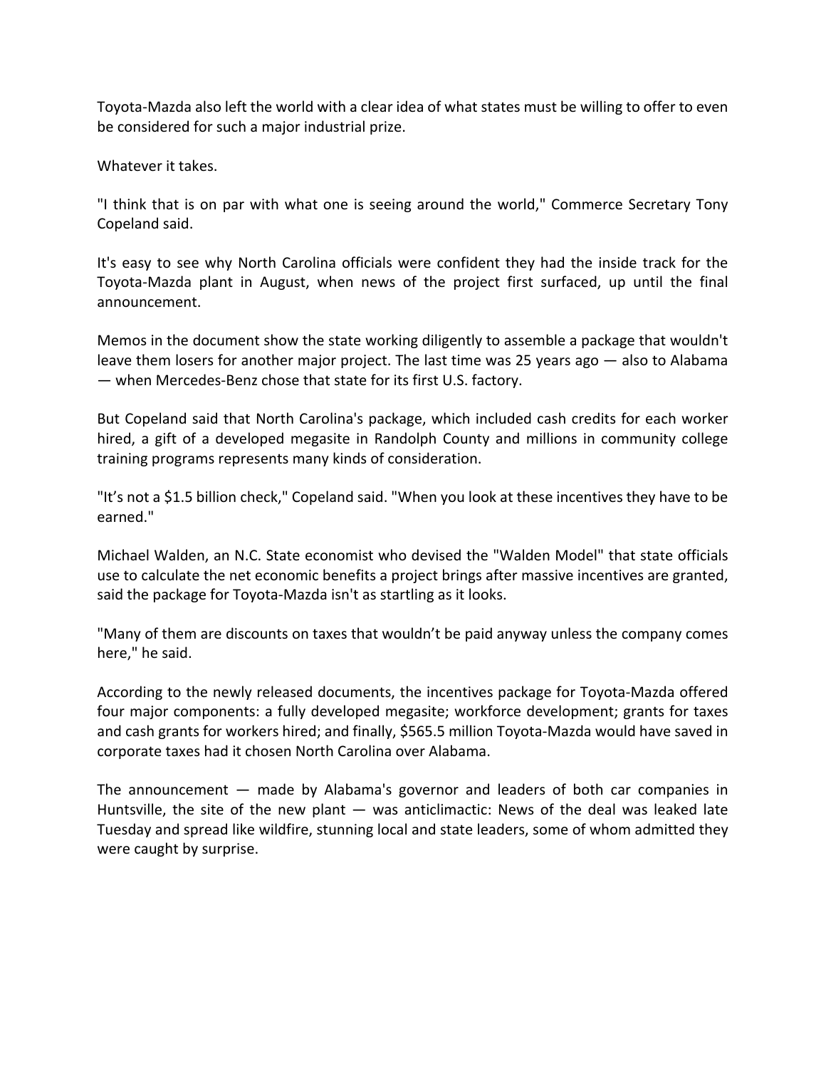Toyota-Mazda also left the world with a clear idea of what states must be willing to offer to even be considered for such a major industrial prize.

Whatever it takes.

"I think that is on par with what one is seeing around the world," Commerce Secretary Tony Copeland said.

It's easy to see why North Carolina officials were confident they had the inside track for the Toyota-Mazda plant in August, when news of the project first surfaced, up until the final announcement.

Memos in the document show the state working diligently to assemble a package that wouldn't leave them losers for another major project. The last time was 25 years ago — also to Alabama — when Mercedes-Benz chose that state for its first U.S. factory.

But Copeland said that North Carolina's package, which included cash credits for each worker hired, a gift of a developed megasite in Randolph County and millions in community college training programs represents many kinds of consideration.

"It's not a $1.5 billion check," Copeland said. "When you look at these incentives they have to be earned."

Michael Walden, an N.C. State economist who devised the "Walden Model" that state officials use to calculate the net economic benefits a project brings after massive incentives are granted, said the package for Toyota-Mazda isn't as startling as it looks.

"Many of them are discounts on taxes that wouldn't be paid anyway unless the company comes here," he said.

According to the newly released documents, the incentives package for Toyota-Mazda offered four major components: a fully developed megasite; workforce development; grants for taxes and cash grants for workers hired; and finally, $565.5 million Toyota-Mazda would have saved in corporate taxes had it chosen North Carolina over Alabama.

The announcement — made by Alabama's governor and leaders of both car companies in Huntsville, the site of the new plant — was anticlimactic: News of the deal was leaked late Tuesday and spread like wildfire, stunning local and state leaders, some of whom admitted they were caught by surprise.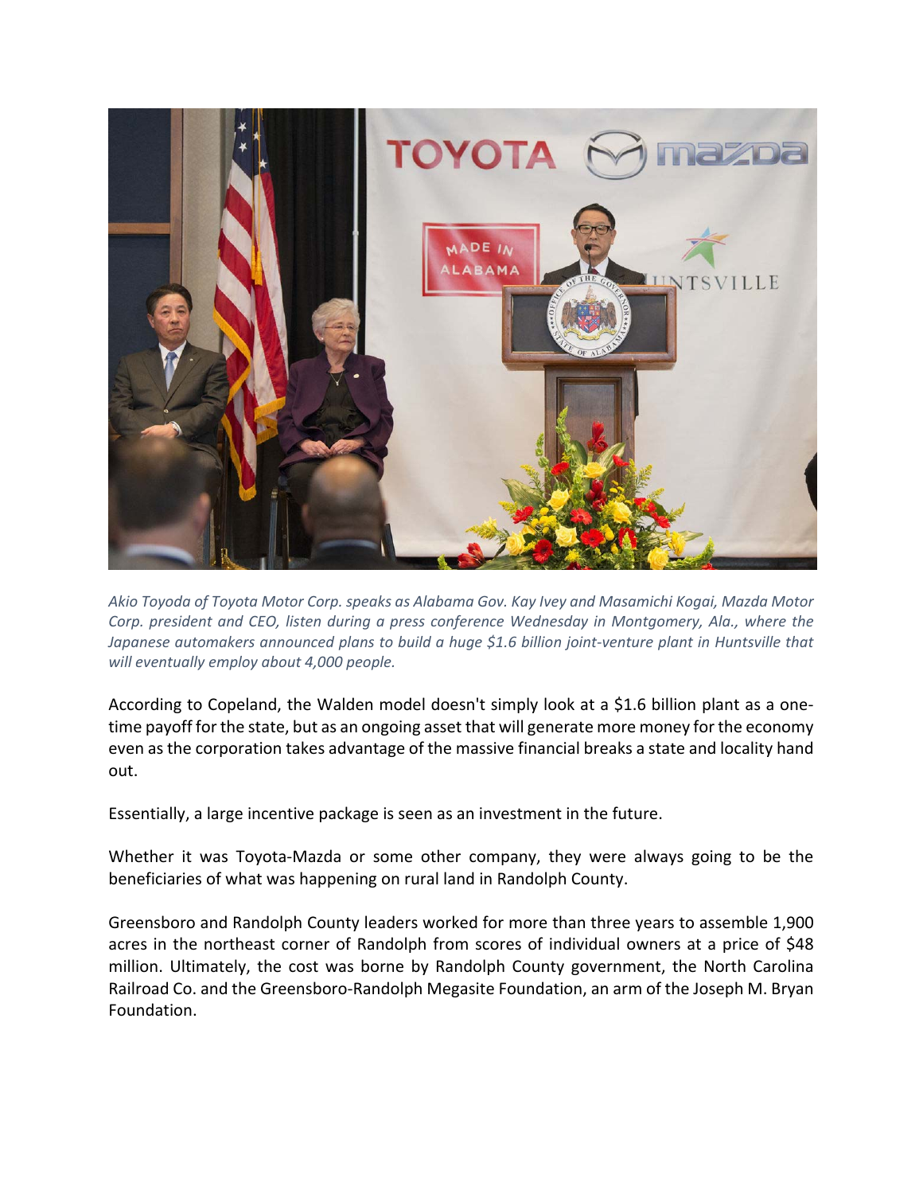*Akio Toyoda of Toyota Motor Corp. speaks as Alabama Gov. Kay Ivey and Masamichi Kogai, Mazda Motor Corp. president and CEO, listen during a press conference Wednesday in Montgomery, Ala., where the Japanese automakers announced plans to build a huge $1.6 billion joint-venture plant in Huntsville that will eventually employ about 4,000 people.*

According to Copeland, the Walden model doesn't simply look at a $1.6 billion plant as a one-time payoff for the state, but as an ongoing asset that will generate more money for the economy even as the corporation takes advantage of the massive financial breaks a state and locality hand out.

Essentially, a large incentive package is seen as an investment in the future.

Whether it was Toyota-Mazda or some other company, they were always going to be the beneficiaries of what was happening on rural land in Randolph County.

Greensboro and Randolph County leaders worked for more than three years to assemble 1,900 acres in the northeast corner of Randolph from scores of individual owners at a price of $48 million. Ultimately, the cost was borne by Randolph County government, the North Carolina Railroad Co. and the Greensboro-Randolph Megasite Foundation, an arm of the Joseph M. Bryan Foundation.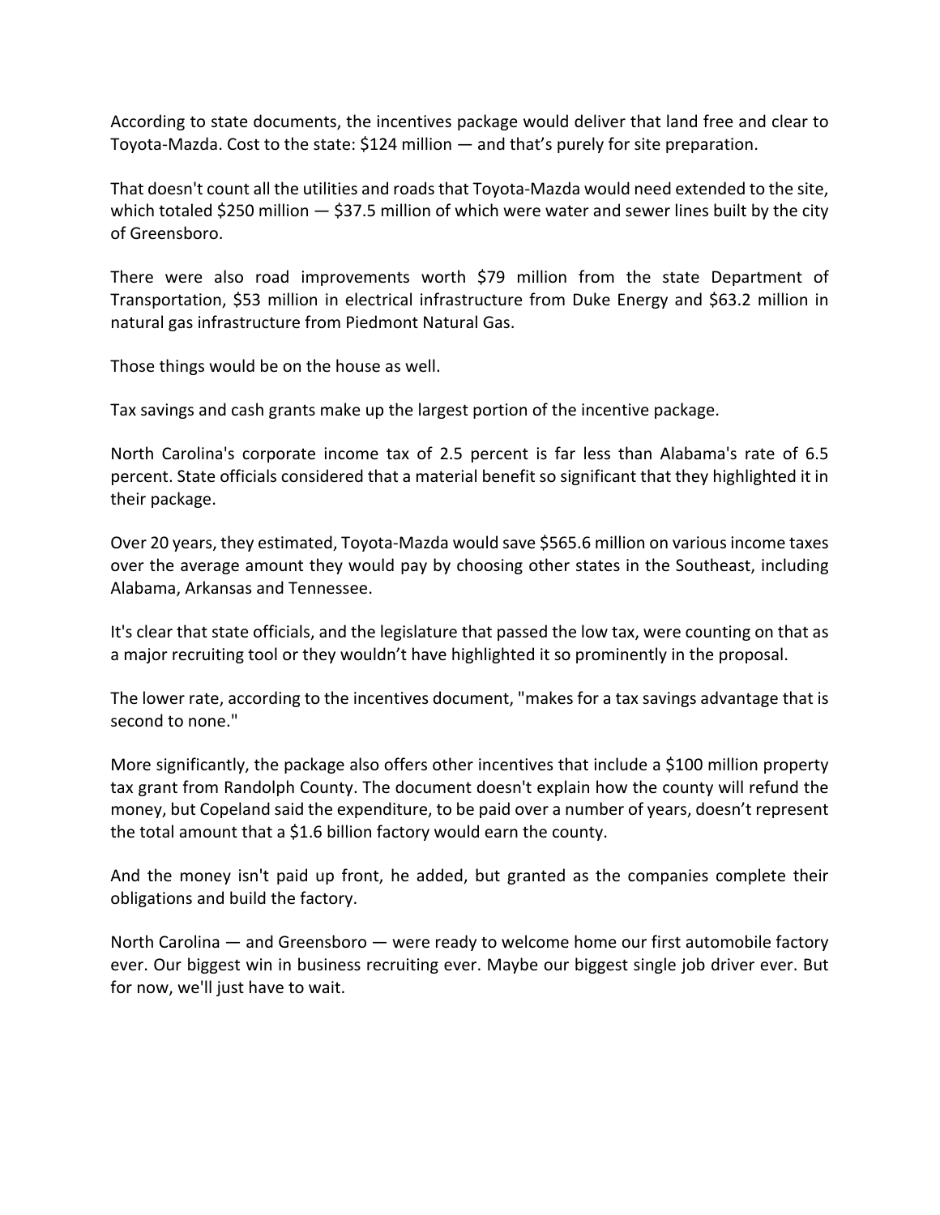According to state documents, the incentives package would deliver that land free and clear to Toyota-Mazda. Cost to the state: $124 million — and that's purely for site preparation.

That doesn't count all the utilities and roads that Toyota-Mazda would need extended to the site, which totaled $250 million — $37.5 million of which were water and sewer lines built by the city of Greensboro.

There were also road improvements worth $79 million from the state Department of Transportation, $53 million in electrical infrastructure from Duke Energy and $63.2 million in natural gas infrastructure from Piedmont Natural Gas.

Those things would be on the house as well.

Tax savings and cash grants make up the largest portion of the incentive package.

North Carolina's corporate income tax of 2.5 percent is far less than Alabama's rate of 6.5 percent. State officials considered that a material benefit so significant that they highlighted it in their package.

Over 20 years, they estimated, Toyota-Mazda would save $565.6 million on various income taxes over the average amount they would pay by choosing other states in the Southeast, including Alabama, Arkansas and Tennessee.

It's clear that state officials, and the legislature that passed the low tax, were counting on that as a major recruiting tool or they wouldn't have highlighted it so prominently in the proposal.

The lower rate, according to the incentives document, "makes for a tax savings advantage that is second to none."

More significantly, the package also offers other incentives that include a $100 million property tax grant from Randolph County. The document doesn't explain how the county will refund the money, but Copeland said the expenditure, to be paid over a number of years, doesn't represent the total amount that a $1.6 billion factory would earn the county.

And the money isn't paid up front, he added, but granted as the companies complete their obligations and build the factory.

North Carolina — and Greensboro — were ready to welcome home our first automobile factory ever. Our biggest win in business recruiting ever. Maybe our biggest single job driver ever. But for now, we'll just have to wait.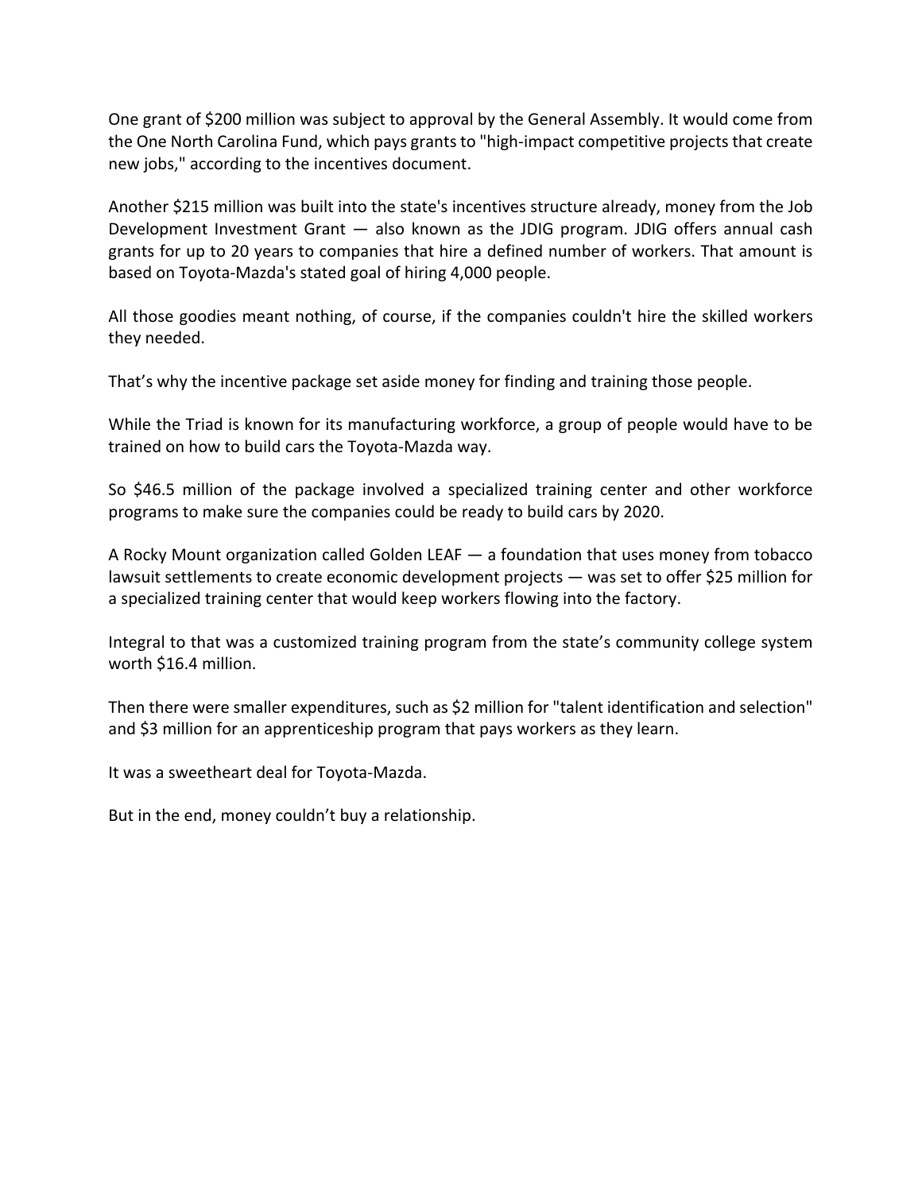One grant of $200 million was subject to approval by the General Assembly. It would come from the One North Carolina Fund, which pays grants to "high-impact competitive projects that create new jobs," according to the incentives document.

Another $215 million was built into the state's incentives structure already, money from the Job Development Investment Grant — also known as the JDIG program. JDIG offers annual cash grants for up to 20 years to companies that hire a defined number of workers. That amount is based on Toyota-Mazda's stated goal of hiring 4,000 people.

All those goodies meant nothing, of course, if the companies couldn't hire the skilled workers they needed.

That's why the incentive package set aside money for finding and training those people.

While the Triad is known for its manufacturing workforce, a group of people would have to be trained on how to build cars the Toyota-Mazda way.

So $46.5 million of the package involved a specialized training center and other workforce programs to make sure the companies could be ready to build cars by 2020.

A Rocky Mount organization called Golden LEAF — a foundation that uses money from tobacco lawsuit settlements to create economic development projects — was set to offer $25 million for a specialized training center that would keep workers flowing into the factory.

Integral to that was a customized training program from the state's community college system worth $16.4 million.

Then there were smaller expenditures, such as $2 million for "talent identification and selection" and $3 million for an apprenticeship program that pays workers as they learn.

It was a sweetheart deal for Toyota-Mazda.

But in the end, money couldn't buy a relationship.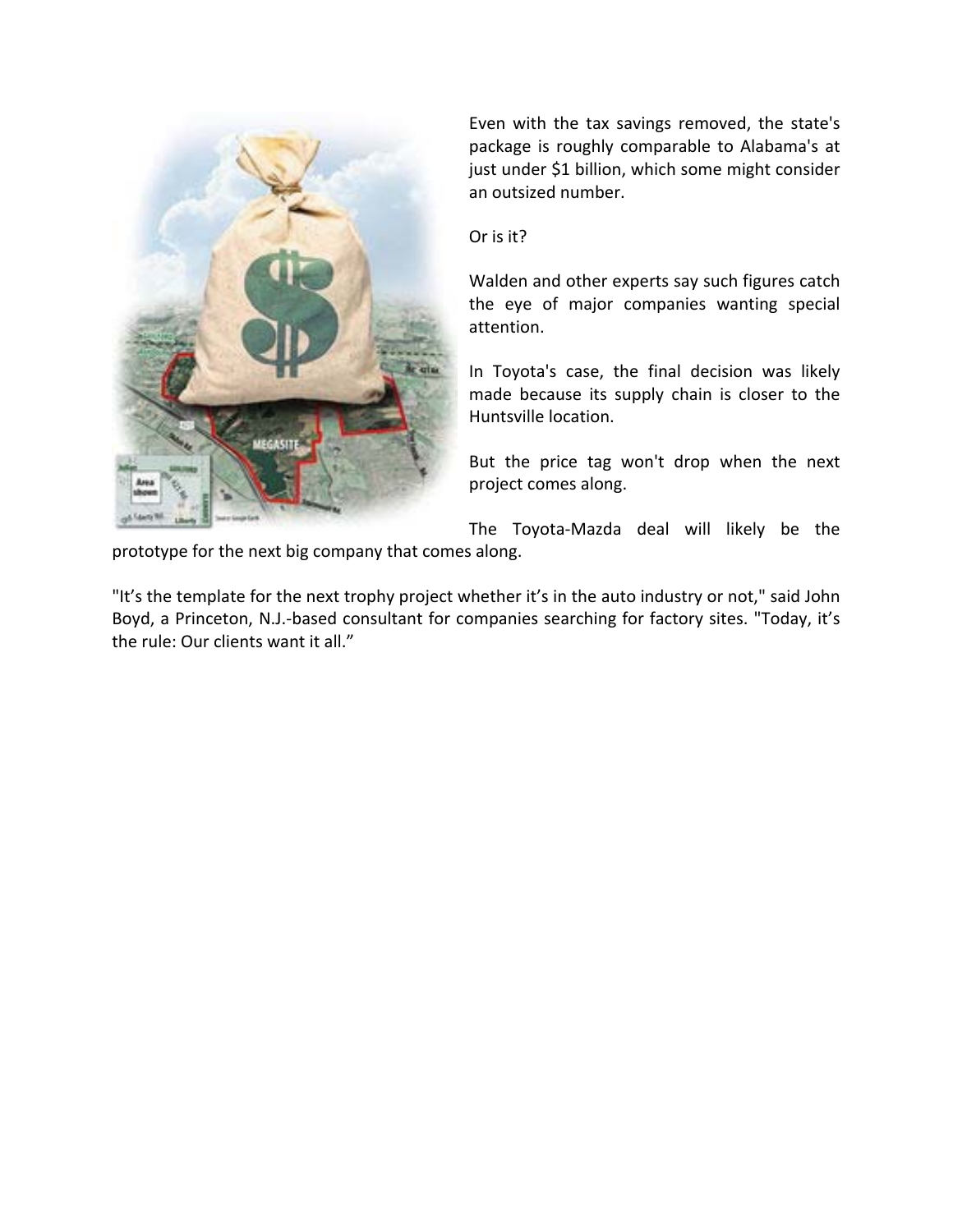Even with the tax savings removed, the state's package is roughly comparable to Alabama's at just under $1 billion, which some might consider an outsized number.

Or is it?

Walden and other experts say such figures catch the eye of major companies wanting special attention.

In Toyota's case, the final decision was likely made because its supply chain is closer to the Huntsville location.

But the price tag won't drop when the next project comes along.

The Toyota-Mazda deal will likely be the prototype for the next big company that comes along.

"It's the template for the next trophy project whether it's in the auto industry or not," said John Boyd, a Princeton, N.J.-based consultant for companies searching for factory sites. "Today, it's the rule: Our clients want it all."